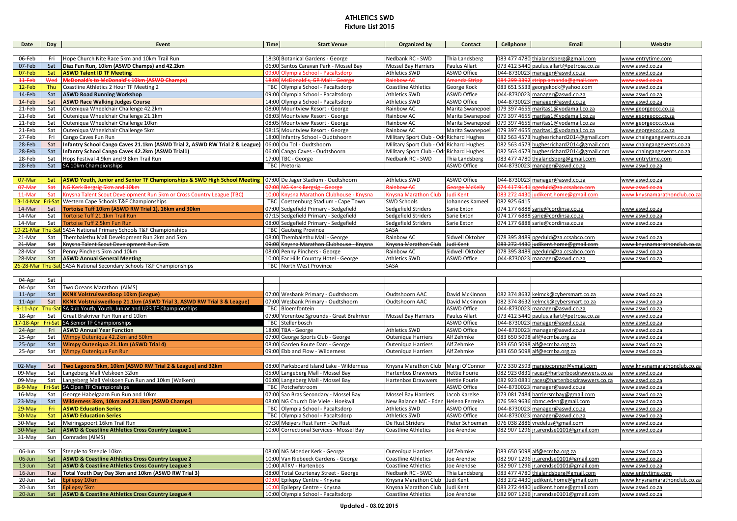# ATHLETICS SWD

## Fixture List 2015

| Date | Day | Event | Time | Start Venue | Organized by | Contact | Cellphone | Email | Website |
|---|---|---|---|---|---|---|---|---|---|
| 06-Feb | Fri | Hope Church Nite Race 5km and 10km Trail Run | 18:30 | Botanical Gardens - George | Nedbank RC - SWD | Thia Landsberg | 083 477 4780 | thialandsberg@gmail.com | www.entrytime.com |
| 07-Feb | Sat | Diaz Fun Run, 10km (ASWD Champs) and 42.2km | 06:00 | Santos Caravan Park - Mossel Bay | Mossel Bay Harriers | Paulus Allart | 073 412 5440 | paulus.allart@petrosa.co.za | www.aswd.co.za |
| 07-Feb | Sat | **ASWD Talent ID TF Meeting** | 09:00 | Olympia School - Pacaltsdorp | Athletics SWD | ASWD Office | 044-8730023 | manager@aswd.co.za | www.aswd.co.za |
| ~~11-Feb~~ | ~~Wed~~ | ~~McDonald's to McDonald's 10km (ASWD Champs)~~ | ~~18:00~~ | ~~McDonald's, GR Mall - George~~ | ~~Rainbow AC~~ | ~~Amanda Stripp~~ | ~~084 299 3392~~ | ~~stripp.amanda@gmail.com~~ | ~~www.aswd.co.za~~ |
| 12-Feb | Thu | Coastline Athletics 2 Hour TF Meeting 2 | TBC | Olympia School - Pacaltsdorp | Coastline Athletics | George Kock | 083 651 5533 | georgekock@yahoo.com | www.aswd.co.za |
| 14-Feb | Sat | **ASWD Road Running Workshop** | 09:00 | Olympia School - Pacaltsdorp | Athletics SWD | ASWD Office | 044-8730023 | manager@aswd.co.za | www.aswd.co.za |
| 14-Feb | Sat | **ASWD Race Walking Judges Course** | 14:00 | Olympia School - Pacaltsdorp | Athletics SWD | ASWD Office | 044-8730023 | manager@aswd.co.za | www.aswd.co.za |
| 21-Feb | Sat | Outeniqua Wheelchair Challenge 42.2km | 08:00 | Mountview Resort - George | Rainbow AC | Marita Swanepoel | 079 397 4655 | maritas1@vodamail.co.za | www.georgeocc.co.za |
| 21-Feb | Sat | Outeniqua Wheelchair Challenge 21.1km | 08:03 | Mountview Resort - George | Rainbow AC | Marita Swanepoel | 079 397 4655 | maritas1@vodamail.co.za | www.georgeocc.co.za |
| 21-Feb | Sat | Outeniqua Wheelchair Challenge 10km | 08:05 | Mountview Resort - George | Rainbow AC | Marita Swanepoel | 079 397 4655 | maritas1@vodamail.co.za | www.georgeocc.co.za |
| 21-Feb | Sat | Outeniqua Wheelchair Challenge 5km | 08:15 | Mountview Resort - George | Rainbow AC | Marita Swanepoel | 079 397 4655 | maritas1@vodamail.co.za | www.georgeocc.co.za |
| 27-Feb | Fri | Cango Caves Fun Run | 18:00 | Infantry School - Oudtshoorn | Military Sport Club - Odr | Richard Hughes | 082 563 4573 | hughesrichard2014@gmail.com | www.chaingangevents.co.za |
| 28-Feb | Sat | **Infantry School Cango Caves 21.1km (ASWD Trial 2, ASWD RW Trial 2 & League)** | 06:00 | Ou Tol - Oudtshoorn | Military Sport Club - Odr | Richard Hughes | 082 563 4573 | hughesrichard2014@gmail.com | www.chaingangevents.co.za |
| 28-Feb | Sat | **Infantry School Cango Caves 42.2km (ASWD Trial1)** | 06:00 | Cango Caves - Oudtshoorn | Military Sport Club - Odr | Richard Hughes | 082 563 4573 | hughesrichard2014@gmail.com | www.chaingangevents.co.za |
| 28-Feb | Sat | Hops Festival 4.9km and 9.8km Trail Run | 17:00 | TBC - George | Nedbank RC - SWD | Thia Landsberg | 083 477 4780 | thialandsberg@gmail.com | www.entrytime.com |
| 28-Feb | Sat | SA 10km Championships | TBC | Pretoria | | ASWD Office | 044-8730023 | manager@aswd.co.za | www.aswd.co.za |
| 07-Mar | Sat | **ASWD Youth, Junior and Senior TF Championships & SWD High School Meeting** | 07:00 | De Jager Stadium - Oudtshoorn | Athletics SWD | ASWD Office | 044-8730023 | manager@aswd.co.za | www.aswd.co.za |
| ~~07-Mar~~ | ~~Sat~~ | ~~NG Kerk Bergsig 5km and 10km~~ | ~~07:00~~ | ~~NG Kerk Bergsig - George~~ | ~~Rainbow AC~~ | ~~George McKelly~~ | ~~074 417 9141~~ | ~~pgeduld@za.ccsabco.com~~ | ~~www.aswd.co.za~~ |
| 11-Mar | Sat | Knysna Talent Scout Development Run 5km or Cross Country League (TBC) | 10:00 | Knysna Marathon Clubhouse - Knysna | Knysna Marathon Club | Judi Kent | 083 272 4430 | judikent.home@gmail.com | www.knysnamarathonclub.co.za |
| 13-14-Mar | Fri-Sat | Western Cape Schools T&F Championships | TBC | Coetzenburg Stadium - Cape Town | SWD Schools | Johannes Kameel | 082 925 6415 | | |
| 14-Mar | Sat | **Tortoise Tuff 10km (ASWD RW Trial 1), 16km and 30km** | 07:00 | Sedgefield Primary - Sedgefield | Sedgefield Striders | Sarie Exton | 074 177 6888 | sarie@cordinsa.co.za | www.aswd.co.za |
| 14-Mar | Sat | Tortoise Tuff 21.1km Trail Run | 07:15 | Sedgefield Primary - Sedgefield | Sedgefield Striders | Sarie Exton | 074 177 6888 | sarie@cordinsa.co.za | www.aswd.co.za |
| 14-Mar | Sat | Tortoise Tuff 2.5km Fun Run | 08:00 | Sedgefield Primary - Sedgefield | Sedgefield Striders | Sarie Exton | 074 177 6888 | sarie@cordinsa.co.za | www.aswd.co.za |
| 19-21-Mar | Thu-Sat | SASA National Primary Schools T&F Championships | TBC | Gauteng Province | SASA | | | | |
| 21-Mar | Sat | Thembalethu Mall Development Run 2km and 5km | 08:00 | Thembalethu Mall - George | Rainbow AC | Sidwell Oktober | 078 395 8489 | pgeduld@za.ccsabco.com | www.aswd.co.za |
| ~~21-Mar~~ | ~~Sat~~ | ~~Knysna Talent Scout Development Run 5km~~ | ~~09:00~~ | ~~Knysna Marathon Clubhouse - Knysna~~ | ~~Knysna Marathon Club~~ | ~~Judi Kent~~ | ~~083 272 4430~~ | ~~judikent.home@gmail.com~~ | ~~www.knysnamarathonclub.co.za~~ |
| 28-Mar | Sat | Penny Pinchers 5km and 10km | 08:00 | Penny Pinchers - George | Rainbow AC | Sidwell Oktober | 078 395 8489 | pgeduld@za.ccsabco.com | www.aswd.co.za |
| 28-Mar | Sat | **ASWD Annual General Meeting** | 10:00 | Far Hills Country Hotel - George | Athletics SWD | ASWD Office | 044-8730023 | manager@aswd.co.za | www.aswd.co.za |
| 26-28-Mar | Thu-Sat | SASA National Secondary Schools T&F Championships | TBC | North West Province | SASA | | | | |
| 04-Apr | Sat | | | | | | | | |
| 04-Apr | Sat | Two Oceans Marathon (AIMS) | | | | | | | |
| 11-Apr | Sat | **KKNK Volstruiswedloop 10km (League)** | 07:00 | Wesbank Primary - Oudtshoorn | Oudtshoorn AAC | David McKinnon | 082 374 8632 | kelmck@cybersmart.co.za | www.aswd.co.za |
| 11-Apr | Sat | **KKNK Volstruiswedloop 21.1km (ASWD Trial 3, ASWD RW Trial 3 & League)** | 07:00 | Wesbank Primary - Oudtshoorn | Oudtshoorn AAC | David McKinnon | 082 374 8632 | kelmck@cybersmart.co.za | www.aswd.co.za |
| 9-11-Apr | Thu-Sat | SA Sub Youth, Youth, Junior and U23 TF Championships | TBC | Bloemfontein | | ASWD Office | 044-8730023 | manager@aswd.co.za | www.aswd.co.za |
| 18-Apr | Sat | Great Brakriver Fun Run and 10km | 07:00 | Vorentoe Sgrounds - Great Brakriver | Mossel Bay Harriers | Paulus Allart | 073 412 5440 | paulus.allart@petrosa.co.za | www.aswd.co.za |
| 17-18-Apr | Fri-Sat | SA Senior TF Championships | TBC | Stellenbosch | | ASWD Office | 044-8730023 | manager@aswd.co.za | www.aswd.co.za |
| 24-Apr | Fri | **ASWD Annual Year Function** | 18:00 | TBA - George | Athletics SWD | ASWD Office | 044-8730023 | manager@aswd.co.za | www.aswd.co.za |
| 25-Apr | Sat | Wimpy Outeniqua 42.2km and 50km | 07:00 | George Sports Club - George | Outeniqua Harriers | Alf Zehmke | 083 650 5098 | alf@ecmba.org.za | www.aswd.co.za |
| 25-Apr | Sat | **Wimpy Outeniqua 21.1km (ASWD Trial 4)** | 08:00 | Garden Route Dam - George | Outeniqua Harriers | Alf Zehmke | 083 650 5098 | alf@ecmba.org.za | www.aswd.co.za |
| 25-Apr | Sat | Wimpy Outeniqua Fun Run | 09:00 | Ebb and Flow - Wilderness | Outeniqua Harriers | Alf Zehmke | 083 650 5098 | alf@ecmba.org.za | www.aswd.co.za |
| 02-May | Sat | **Two Lagoons 5km, 10km (ASWD RW Trial 2 & League) and 32km** | 08:00 | Parksboard Island Lake - Wilderness | Knysna Marathon Club | Margi O'Connor | 072 330 2593 | margioconnor@ymail.com | www.knysnamarathonclub.co.za |
| 09-May | Sat | Langeberg Mall Velskoen 32km | 05:00 | Langeberg Mall - Mossel Bay | Hartenbos Drawwers | Hettie Fourie | 082 923 0831 | races@hartenbosdrawwers.co.za | www.aswd.co.za |
| 09-May | Sat | Langeberg Mall Velskoen Fun Run and 10km (Walkers) | 06:00 | Langeberg Mall - Mossel Bay | Hartenbos Drawwers | Hettie Fourie | 082 923 0831 | races@hartenbosdrawwers.co.za | www.aswd.co.za |
| 8-9-May | Fri-Sat | SA Open TF Championships | TBC | Potchefstroom | | ASWD Office | 044-8730023 | manager@aswd.co.za | www.aswd.co.za |
| 16-May | Sat | George Habelgaarn Fun Run and 10km | 07:00 | Sao Bras Secondary - Mossel Bay | Mossel Bay Harriers | Jacob Karelse | 073 081 7484 | harriersmbay@gmail.com | www.aswd.co.za |
| 23-May | Sat | **Wilderness 3km, 10km and 21.1km (ASWD Champs)** | 08:00 | NG Church Die Vleie - Hoekwil | New Balance MC - Eden | Helena Ferreira | 076 593 9636 | nbmc.eden@gmail.com | www.aswd.co.za |
| 29-May | Fri | **ASWD Education Series** | TBC | Olympia School - Pacaltsdorp | Athletics SWD | ASWD Office | 044-8730023 | manager@aswd.co.za | www.aswd.co.za |
| 30-May | Sat | **ASWD Education Series** | TBC | Olympia School - Pacaltsdorp | Athletics SWD | ASWD Office | 044-8730023 | manager@aswd.co.za | www.aswd.co.za |
| 30-May | Sat | Meiringspoort 16km Trail Run | 07:30 | Meiyers Rust Farm - De Rust | De Rust Striders | Pieter Schoeman | 076 038 2886 | vredelus@gmail.com | www.aswd.co.za |
| 30-May | Sat | **ASWD & Coastline Athletics Cross Country League 1** | 10:00 | Correctional Services - Mossel Bay | Coastline Athletics | Joe Arendse | 082 907 1296 | jr.arendse0101@gmail.com | www.aswd.co.za |
| 31-May | Sun | Comrades (AIMS) | | | | | | | |
| 06-Jun | Sat | Steeple to Steeple 10km | 08:00 | NG Moeder Kerk - George | Outeniqua Harriers | Alf Zehmke | 083 650 5098 | alf@ecmba.org.za | www.aswd.co.za |
| 06-Jun | Sat | **ASWD & Coastline Athletics Cross Country League 2** | 10:00 | Van Riebeeck Gardens - George | Coastline Athletics | Joe Arendse | 082 907 1296 | jr.arendse0101@gmail.com | www.aswd.co.za |
| 13-Jun | Sat | **ASWD & Coastline Athletics Cross Country League 3** | 10:00 | ATKV - Hartenbos | Coastline Athletics | Joe Arendse | 082 907 1296 | jr.arendse0101@gmail.com | www.aswd.co.za |
| 16-Jun | Tue | **Total Youth Day Day 3km and 10km (ASWD RW Trial 3)** | 08:00 | Total Courtenay Street - George | Nedbank RC - SWD | Thia Landsberg | 083 477 4780 | thialandsberg@gmail.com | www.entrytime.com |
| 20-Jun | Sat | Epilepsy 10km | 09:00 | Epilepsy Centre - Knysna | Knysna Marathon Club | Judi Kent | 083 272 4430 | judikent.home@gmail.com | www.knysnamarathonclub.co.za |
| 20-Jun | Sat | Epilepsy 5km | 10:00 | Epilepsy Centre - Knysna | Knysna Marathon Club | Judi Kent | 083 272 4430 | judikent.home@gmail.com | www.aswd.co.za |
| 20-Jun | Sat | **ASWD & Coastline Athletics Cross Country League 4** | 10:00 | Olympia School - Pacaltsdorp | Coastline Athletics | Joe Arendse | 082 907 1296 | jr.arendse0101@gmail.com | www.aswd.co.za |

**Updated - 03.02.2015**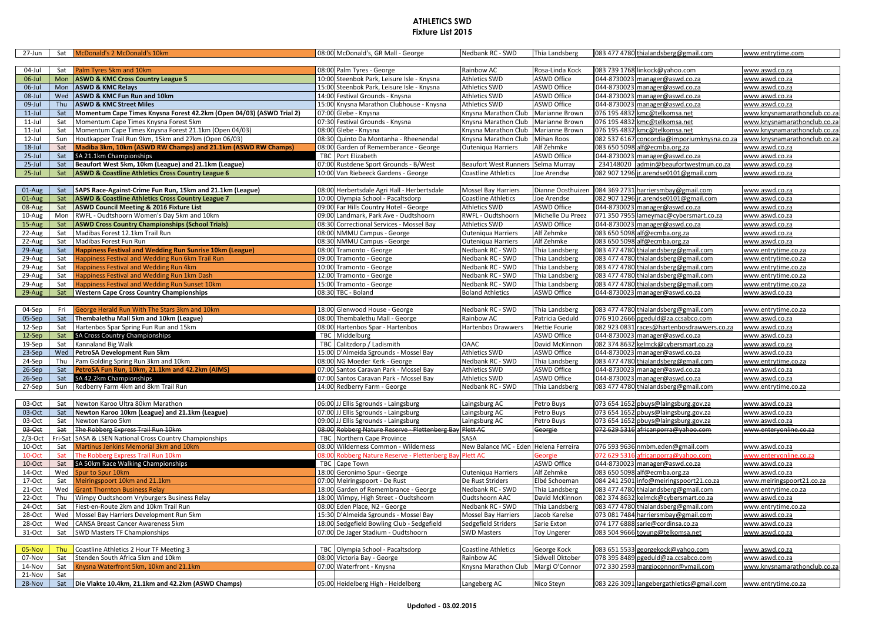# ATHLETICS SWD

## Fixture List 2015

| Date | Day | Event | Time | Venue | Organiser | Contact | Phone | Email | Website |
|---|---|---|---|---|---|---|---|---|---|
| 27-Jun | Sat | McDonald's 2 McDonald's 10km | 08:00 | McDonald's, GR Mall - George | Nedbank RC - SWD | Thia Landsberg | 083 477 4780 | thialandsberg@gmail.com | www.entrytime.com |
| | | | | | | | | | |
| 04-Jul | Sat | Palm Tyres 5km and 10km | 08:00 | Palm Tyres - George | Rainbow AC | Rosa-Linda Kock | 083 739 1768 | linkock@yahoo.com | www.aswd.co.za |
| 06-Jul | Mon | **ASWD & KMC Cross Country League 5** | 10:00 | Steenbok Park, Leisure Isle - Knysna | Athletics SWD | ASWD Office | 044-8730023 | manager@aswd.co.za | www.aswd.co.za |
| 06-Jul | Mon | **ASWD & KMC Relays** | 15:00 | Steenbok Park, Leisure Isle - Knysna | Athletics SWD | ASWD Office | 044-8730023 | manager@aswd.co.za | www.aswd.co.za |
| 08-Jul | Wed | **ASWD & KMC Fun Run and 10km** | 14:00 | Festival Grounds - Knysna | Athletics SWD | ASWD Office | 044-8730023 | manager@aswd.co.za | www.aswd.co.za |
| 09-Jul | Thu | **ASWD & KMC Street Miles** | 15:00 | Knysna Marathon Clubhouse - Knysna | Athletics SWD | ASWD Office | 044-8730023 | manager@aswd.co.za | www.aswd.co.za |
| 11-Jul | Sat | **Momentum Cape Times Knysna Forest 42.2km (Open 04/03) (ASWD Trial 2)** | 07:00 | Glebe - Knysna | Knysna Marathon Club | Marianne Brown | 076 195 4832 | kmc@telkomsa.net | www.knysnamarathonclub.co.za |
| 11-Jul | Sat | Momentum Cape Times Knysna Forest 5km | 07:30 | Festival Grounds - Knysna | Knysna Marathon Club | Marianne Brown | 076 195 4832 | kmc@telkomsa.net | www.knysnamarathonclub.co.za |
| 11-Jul | Sat | Momentum Cape Times Knysna Forest 21.1km (Open 04/03) | 08:00 | Glebe - Knysna | Knysna Marathon Club | Marianne Brown | 076 195 4832 | kmc@telkomsa.net | www.knysnamarathonclub.co.za |
| 12-Jul | Sun | Houtkapper Trail Run 9km, 15km and 27km (Open 06/03) | 08:30 | Quinto Da Montanha - Rheenendal | Knysna Marathon Club | Mihan Roos | 082 537 6167 | concordia@imporiumknysna.co.za | www.knysnamarathonclub.co.za |
| 18-Jul | Sat | **Madiba 3km, 10km (ASWD RW Champs) and 21.1km (ASWD RW Champs)** | 08:00 | Garden of Rememberance - George | Outeniqua Harriers | Alf Zehmke | 083 650 5098 | alf@ecmba.org.za | www.aswd.co.za |
| 25-Jul | Sat | SA 21.1km Championships | TBC | Port Elizabeth | | ASWD Office | 044-8730023 | manager@aswd.co.za | www.aswd.co.za |
| 25-Jul | Sat | **Beaufort West 5km, 10km (League) and 21.1km (League)** | 07:00 | Rustdene Sport Grounds - B/West | Beaufort West Runners | Selma Murray | 234148020 | admin@beaufortwestmun.co.za | www.aswd.co.za |
| 25-Jul | Sat | **ASWD & Coastline Athletics Cross Country League 6** | 10:00 | Van Riebeeck Gardens - George | Coastline Athletics | Joe Arendse | 082 907 1296 | jr.arendse0101@gmail.com | www.aswd.co.za |
| | | | | | | | | | |
| 01-Aug | Sat | **SAPS Race-Against-Crime Fun Run, 15km and 21.1km (League)** | 08:00 | Herbertsdale Agri Hall - Herbertsdale | Mossel Bay Harriers | Dianne Oosthuizen | 084 369 2731 | harriersmbay@gmail.com | www.aswd.co.za |
| 01-Aug | Sat | **ASWD & Coastline Athletics Cross Country League 7** | 10:00 | Olympia School - Pacaltsdorp | Coastline Athletics | Joe Arendse | 082 907 1296 | jr.arendse0101@gmail.com | www.aswd.co.za |
| 08-Aug | Sat | **ASWD Council Meeting & 2016 Fixture List** | 09:00 | Far Hills Country Hotel - George | Athletics SWD | ASWD Office | 044-8730023 | manager@aswd.co.za | www.aswd.co.za |
| 10-Aug | Mon | RWFL - Oudtshoorn Women's Day 5km and 10km | 09:00 | Landmark, Park Ave - Oudtshoorn | RWFL - Oudtshoorn | Michelle Du Preez | 071 350 7955 | lameymac@cybersmart.co.za | www.aswd.co.za |
| 15-Aug | Sat | **ASWD Cross Country Championships (School Trials)** | 08:30 | Correctional Services - Mossel Bay | Athletics SWD | ASWD Office | 044-8730023 | manager@aswd.co.za | www.aswd.co.za |
| 22-Aug | Sat | Madibas Forest 12.1km Trail Run | 08:00 | NMMU Campus - George | Outeniqua Harriers | Alf Zehmke | 083 650 5098 | alf@ecmba.org.za | www.aswd.co.za |
| 22-Aug | Sat | Madibas Forest Fun Run | 08:30 | NMMU Campus - George | Outeniqua Harriers | Alf Zehmke | 083 650 5098 | alf@ecmba.org.za | www.aswd.co.za |
| 29-Aug | Sat | **Happiness Festival and Wedding Run Sunrise 10km (League)** | 08:00 | Tramonto - George | Nedbank RC - SWD | Thia Landsberg | 083 477 4780 | thialandsberg@gmail.com | www.entrytime.co.za |
| 29-Aug | Sat | Happiness Festival and Wedding Run 6km Trail Run | 09:00 | Tramonto - George | Nedbank RC - SWD | Thia Landsberg | 083 477 4780 | thialandsberg@gmail.com | www.entrytime.co.za |
| 29-Aug | Sat | Happiness Festival and Wedding Run 4km | 10:00 | Tramonto - George | Nedbank RC - SWD | Thia Landsberg | 083 477 4780 | thialandsberg@gmail.com | www.entrytime.co.za |
| 29-Aug | Sat | Happiness Festival and Wedding Run 1km Dash | 12:00 | Tramonto - George | Nedbank RC - SWD | Thia Landsberg | 083 477 4780 | thialandsberg@gmail.com | www.entrytime.co.za |
| 29-Aug | Sat | Happiness Festival and Wedding Run Sunset 10km | 15:00 | Tramonto - George | Nedbank RC - SWD | Thia Landsberg | 083 477 4780 | thialandsberg@gmail.com | www.entrytime.co.za |
| 29-Aug | Sat | **Western Cape Cross Country Championships** | 08:30 | TBC - Boland | Boland Athletics | ASWD Office | 044-8730023 | manager@aswd.co.za | www.aswd.co.za |
| | | | | | | | | | |
| 04-Sep | Fri | George Herald Run With The Stars 3km and 10km | 18:00 | Glenwood House - George | Nedbank RC - SWD | Thia Landsberg | 083 477 4780 | thialandsberg@gmail.com | www.entrytime.co.za |
| 05-Sep | Sat | **Thembalethu Mall 5km and 10km (League)** | 08:00 | Thembalethu Mall - George | Rainbow AC | Patricia Geduld | 076 910 2666 | pgeduld@za.ccsabco.com | www.aswd.co.za |
| 12-Sep | Sat | Hartenbos Spar Spring Fun Run and 15km | 08:00 | Hartenbos Spar - Hartenbos | Hartenbos Drawwers | Hettie Fourie | 082 923 0831 | races@hartenbosdrawwers.co.za | www.aswd.co.za |
| 12-Sep | Sat | SA Cross Country Championships | TBC | Middelburg | | ASWD Office | 044-8730023 | manager@aswd.co.za | www.aswd.co.za |
| 19-Sep | Sat | Kannaland Big Walk | TBC | Calitzdorp / Ladismith | OAAC | David McKinnon | 082 374 8632 | kelmck@cybersmart.co.za | www.aswd.co.za |
| 23-Sep | Wed | **PetroSA Development Run 5km** | 15:00 | D'Almeida Sgrounds - Mossel Bay | Athletics SWD | ASWD Office | 044-8730023 | manager@aswd.co.za | www.aswd.co.za |
| 24-Sep | Thu | Pam Golding Spring Run 3km and 10km | 08:00 | NG Moeder Kerk - George | Nedbank RC - SWD | Thia Landsberg | 083 477 4780 | thialandsberg@gmail.com | www.entrytime.co.za |
| 26-Sep | Sat | **PetroSA Fun Run, 10km, 21.1km and 42.2km (AIMS)** | 07:00 | Santos Caravan Park - Mossel Bay | Athletics SWD | ASWD Office | 044-8730023 | manager@aswd.co.za | www.aswd.co.za |
| 26-Sep | Sat | SA 42.2km Championships | 07:00 | Santos Caravan Park - Mossel Bay | Athletics SWD | ASWD Office | 044-8730023 | manager@aswd.co.za | www.aswd.co.za |
| 27-Sep | Sun | Redberry Farm 4km and 8km Trail Run | 14:00 | Redberry Farm - George | Nedbank RC - SWD | Thia Landsberg | 083 477 4780 | thialandsberg@gmail.com | www.entrytime.co.za |
| | | | | | | | | | |
| 03-Oct | Sat | Newton Karoo Ultra 80km Marathon | 06:00 | JJ Ellis Sgrounds - Laingsburg | Laingsburg AC | Petro Buys | 073 654 1652 | pbuys@laingsburg.gov.za | www.aswd.co.za |
| 03-Oct | Sat | **Newton Karoo 10km (League) and 21.1km (League)** | 07:00 | JJ Ellis Sgrounds - Laingsburg | Laingsburg AC | Petro Buys | 073 654 1652 | pbuys@laingsburg.gov.za | www.aswd.co.za |
| 03-Oct | Sat | Newton Karoo 5km | 09:00 | JJ Ellis Sgrounds - Laingsburg | Laingsburg AC | Petro Buys | 073 654 1652 | pbuys@laingsburg.gov.za | www.aswd.co.za |
| ~~03-Oct~~ | ~~Sat~~ | ~~The Robberg Express Trail Run 10km~~ | ~~08:00~~ | ~~Robberg Nature Reserve - Plettenberg Bay~~ | ~~Plett AC~~ | ~~Georgie~~ | ~~072 629 5316~~ | ~~africanporra@yahoo.com~~ | ~~www.enteryonline.co.za~~ |
| 2/3-Oct | Fri-Sat | SASA & LSEN National Cross Country Championships | TBC | Northern Cape Province | SASA | | | | |
| 10-Oct | Sat | Martinus Jenkins Memorial 3km and 10km | 08:00 | Wilderness Common - Wilderness | New Balance MC - Eden | Helena Ferreira | 076 593 9636 | nmbm.eden@gmail.com | www.aswd.co.za |
| 10-Oct | Sat | The Robberg Express Trail Run 10km | 08:00 | Robberg Nature Reserve - Plettenberg Bay | Plett AC | Georgie | 072 629 5316 | africanporra@yahoo.com | www.enteryonline.co.za |
| 10-Oct | Sat | SA 50km Race Walking Championships | TBC | Cape Town | | ASWD Office | 044-8730023 | manager@aswd.co.za | www.aswd.co.za |
| 14-Oct | Wed | Spur to Spur 10km | 18:00 | Geronimo Spur - George | Outeniqua Harriers | Alf Zehmke | 083 650 5098 | alf@ecmba.org.za | www.aswd.co.za |
| 17-Oct | Sat | Meiringspoort 10km and 21.1km | 07:00 | Meiringspoort - De Rust | De Rust Striders | Elbé Schoeman | 084 241 2501 | info@meiringspoort21.co.za | www.meiringspoort21.co.za |
| 21-Oct | Wed | Grant Thornton Business Relay | 18:00 | Garden of Remembrance - George | Nedbank RC - SWD | Thia Landsberg | 083 477 4780 | thialandsberg@gmail.com | www.entrytime.co.za |
| 22-Oct | Thu | Wimpy Oudtshoorn Vryburgers Business Relay | 18:00 | Wimpy, High Street - Oudtshoorn | Oudtshoorn AAC | David McKinnon | 082 374 8632 | kelmck@cybersmart.co.za | www.aswd.co.za |
| 24-Oct | Sat | Fiest-en-Route 2km and 10km Trail Run | 08:00 | Eden Place, N2 - George | Nedbank RC - SWD | Thia Landsberg | 083 477 4780 | thialandsberg@gmail.com | www.entrytime.co.za |
| 28-Oct | Wed | Mossel Bay Harriers Development Run 5km | 15:30 | D'Almeida Sgrounds - Mossel Bay | Mossel Bay Harriers | Jacob Karelse | 073 081 7484 | harriersmbay@gmail.com | www.aswd.co.za |
| 28-Oct | Wed | CANSA Breast Cancer Awareness 5km | 18:00 | Sedgefield Bowling Club - Sedgefield | Sedgefield Striders | Sarie Exton | 074 177 6888 | sarie@cordinsa.co.za | www.aswd.co.za |
| 31-Oct | Sat | SWD Masters TF Championships | 07:00 | De Jager Stadium - Oudtshoorn | SWD Masters | Toy Ungerer | 083 504 9666 | toyung@telkomsa.net | www.aswd.co.za |
| | | | | | | | | | |
| 05-Nov | Thu | Coastline Athletics 2 Hour TF Meeting 3 | TBC | Olympia School - Pacaltsdorp | Coastline Athletics | George Kock | 083 651 5533 | georgekock@yahoo.com | www.aswd.co.za |
| 07-Nov | Sat | Stenden South Africa 5km and 10km | 08:00 | Victoria Bay - George | Rainbow AC | Sidwell Oktober | 078 395 8489 | pgeduld@za.ccsabco.com | www.aswd.co.za |
| 14-Nov | Sat | Knysna Waterfront 5km, 10km and 21.1km | 07:00 | Waterfront - Knysna | Knysna Marathon Club | Margi O'Connor | 072 330 2593 | margioconnor@ymail.com | www.knysnamarathonclub.co.za |
| 21-Nov | Sat | | | | | | | | |
| 28-Nov | Sat | **Die Vlakte 10.4km, 21.1km and 42.2km (ASWD Champs)** | 05:00 | Heidelberg High - Heidelberg | Langeberg AC | Nico Steyn | 083 226 3091 | langebergathletics@gmail.com | www.entrytime.co.za |

**Updated - 03.02.2015**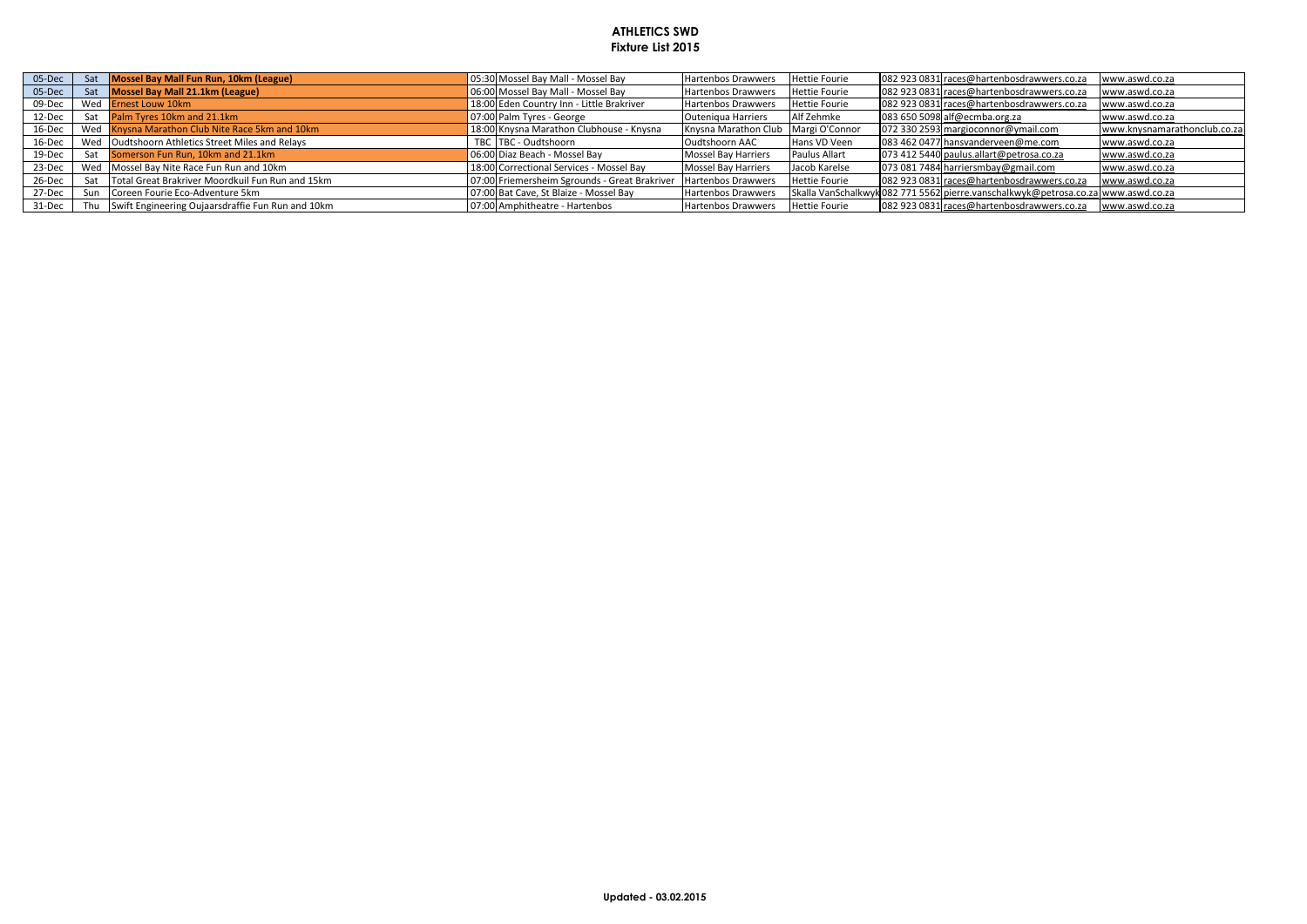# ATHLETICS SWD
## Fixture List 2015

| | | | | | | | | | | |
|---|---|---|---|---|---|---|---|---|---|---|
| 05-Dec | Sat | **Mossel Bay Mall Fun Run, 10km (League)** | 05:30 | Mossel Bay Mall - Mossel Bay | Hartenbos Drawwers | Hettie Fourie | 082 923 0831 | races@hartenbosdrawwers.co.za | www.aswd.co.za |
| 05-Dec | Sat | **Mossel Bay Mall 21.1km (League)** | 06:00 | Mossel Bay Mall - Mossel Bay | Hartenbos Drawwers | Hettie Fourie | 082 923 0831 | races@hartenbosdrawwers.co.za | www.aswd.co.za |
| 09-Dec | Wed | Ernest Louw 10km | 18:00 | Eden Country Inn - Little Brakriver | Hartenbos Drawwers | Hettie Fourie | 082 923 0831 | races@hartenbosdrawwers.co.za | www.aswd.co.za |
| 12-Dec | Sat | Palm Tyres 10km and 21.1km | 07:00 | Palm Tyres - George | Outeniqua Harriers | Alf Zehmke | 083 650 5098 | alf@ecmba.org.za | www.aswd.co.za |
| 16-Dec | Wed | Knysna Marathon Club Nite Race 5km and 10km | 18:00 | Knysna Marathon Clubhouse - Knysna | Knysna Marathon Club | Margi O'Connor | 072 330 2593 | margioconnor@ymail.com | www.knysnamarathonclub.co.za |
| 16-Dec | Wed | Oudtshoorn Athletics Street Miles and Relays | TBC | TBC - Oudtshoorn | Oudtshoorn AAC | Hans VD Veen | 083 462 0477 | hansvanderveen@me.com | www.aswd.co.za |
| 19-Dec | Sat | Somerson Fun Run, 10km and 21.1km | 06:00 | Diaz Beach - Mossel Bay | Mossel Bay Harriers | Paulus Allart | 073 412 5440 | paulus.allart@petrosa.co.za | www.aswd.co.za |
| 23-Dec | Wed | Mossel Bay Nite Race Fun Run and 10km | 18:00 | Correctional Services - Mossel Bay | Mossel Bay Harriers | Jacob Karelse | 073 081 7484 | harriersmbay@gmail.com | www.aswd.co.za |
| 26-Dec | Sat | Total Great Brakriver Moordkuil Fun Run and 15km | 07:00 | Friemersheim Sgrounds - Great Brakriver | Hartenbos Drawwers | Hettie Fourie | 082 923 0831 | races@hartenbosdrawwers.co.za | www.aswd.co.za |
| 27-Dec | Sun | Coreen Fourie Eco-Adventure 5km | 07:00 | Bat Cave, St Blaize - Mossel Bay | Hartenbos Drawwers | Skalla VanSchalkwyk | 082 771 5562 | pierre.vanschalkwyk@petrosa.co.za | www.aswd.co.za |
| 31-Dec | Thu | Swift Engineering Oujaarsdraffie Fun Run and 10km | 07:00 | Amphitheatre - Hartenbos | Hartenbos Drawwers | Hettie Fourie | 082 923 0831 | races@hartenbosdrawwers.co.za | www.aswd.co.za |

**Updated - 03.02.2015**